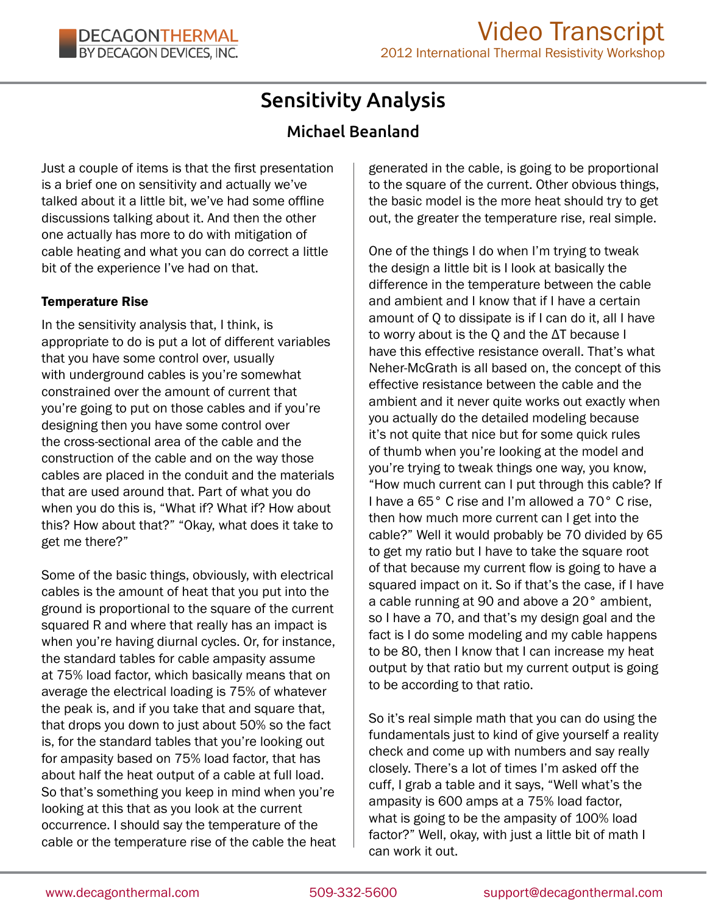# Sensitivity Analysis

## Michael Beanland

Just a couple of items is that the first presentation is a brief one on sensitivity and actually we've talked about it a little bit, we've had some offline discussions talking about it. And then the other one actually has more to do with mitigation of cable heating and what you can do correct a little bit of the experience I've had on that.

### Temperature Rise

In the sensitivity analysis that, I think, is appropriate to do is put a lot of different variables that you have some control over, usually with underground cables is you're somewhat constrained over the amount of current that you're going to put on those cables and if you're designing then you have some control over the cross-sectional area of the cable and the construction of the cable and on the way those cables are placed in the conduit and the materials that are used around that. Part of what you do when you do this is, "What if? What if? How about this? How about that?" "Okay, what does it take to get me there?"

Some of the basic things, obviously, with electrical cables is the amount of heat that you put into the ground is proportional to the square of the current squared R and where that really has an impact is when you're having diurnal cycles. Or, for instance, the standard tables for cable ampasity assume at 75% load factor, which basically means that on average the electrical loading is 75% of whatever the peak is, and if you take that and square that, that drops you down to just about 50% so the fact is, for the standard tables that you're looking out for ampasity based on 75% load factor, that has about half the heat output of a cable at full load. So that's something you keep in mind when you're looking at this that as you look at the current occurrence. I should say the temperature of the cable or the temperature rise of the cable the heat generated in the cable, is going to be proportional to the square of the current. Other obvious things, the basic model is the more heat should try to get out, the greater the temperature rise, real simple.

One of the things I do when I'm trying to tweak the design a little bit is I look at basically the difference in the temperature between the cable and ambient and I know that if I have a certain amount of Q to dissipate is if I can do it, all I have to worry about is the Q and the ΔT because I have this effective resistance overall. That's what Neher-McGrath is all based on, the concept of this effective resistance between the cable and the ambient and it never quite works out exactly when you actually do the detailed modeling because it's not quite that nice but for some quick rules of thumb when you're looking at the model and you're trying to tweak things one way, you know, "How much current can I put through this cable? If I have a 65° C rise and I'm allowed a 70° C rise, then how much more current can I get into the cable?" Well it would probably be 70 divided by 65 to get my ratio but I have to take the square root of that because my current flow is going to have a squared impact on it. So if that's the case, if I have a cable running at 90 and above a 20° ambient, so I have a 70, and that's my design goal and the fact is I do some modeling and my cable happens to be 80, then I know that I can increase my heat output by that ratio but my current output is going to be according to that ratio.

So it's real simple math that you can do using the fundamentals just to kind of give yourself a reality check and come up with numbers and say really closely. There's a lot of times I'm asked off the cuff, I grab a table and it says, "Well what's the ampasity is 600 amps at a 75% load factor, what is going to be the ampasity of 100% load factor?" Well, okay, with just a little bit of math I can work it out.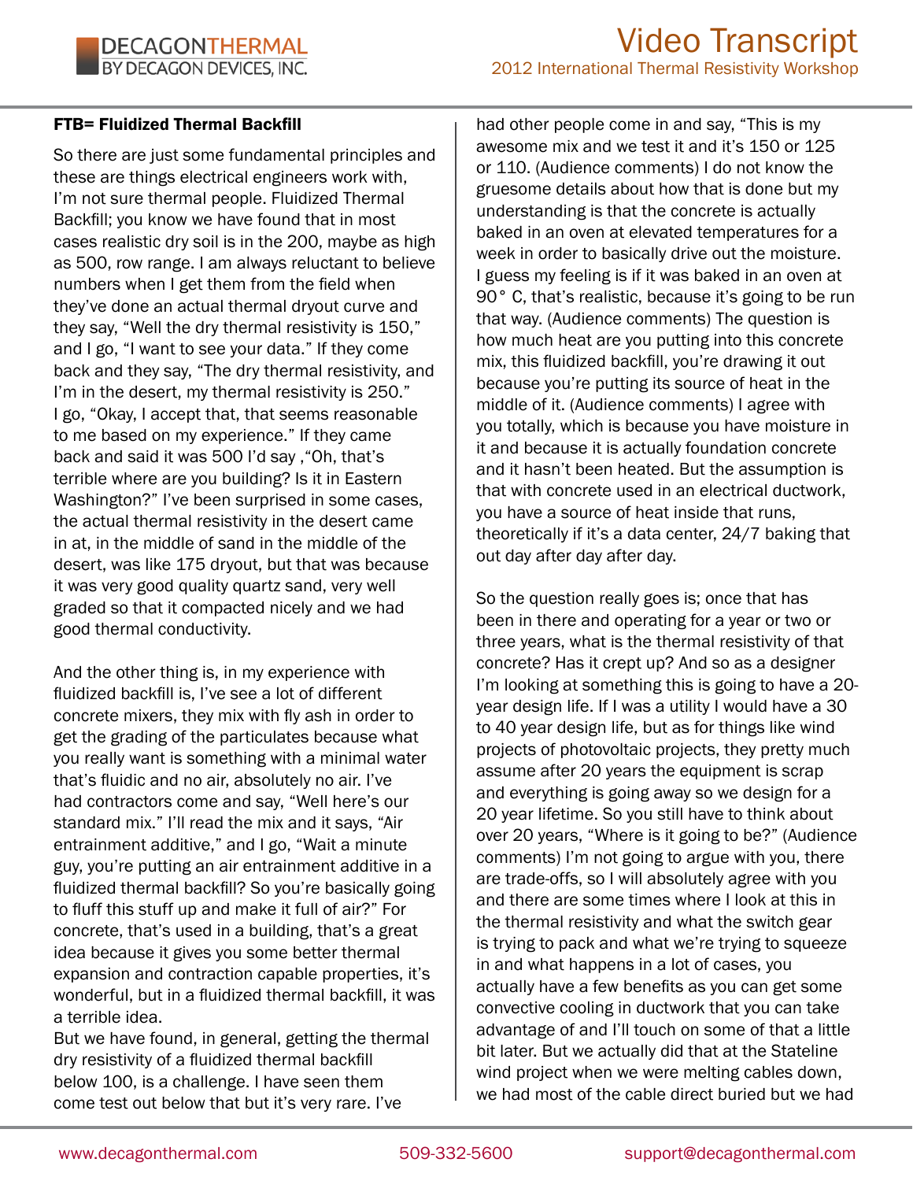**FTB= Fluidized Thermal Backfill**

So there are just some fundamental principles and these are things electrical engineers work with, I'm not sure thermal people. Fluidized Thermal Backfill; you know we have found that in most cases realistic dry soil is in the 200, maybe as high as 500, row range. I am always reluctant to believe numbers when I get them from the field when they've done an actual thermal dryout curve and they say, "Well the dry thermal resistivity is 150," and I go, "I want to see your data." If they come back and they say, "The dry thermal resistivity, and I'm in the desert, my thermal resistivity is 250." I go, "Okay, I accept that, that seems reasonable to me based on my experience." If they came back and said it was 500 I'd say ,"Oh, that's terrible where are you building? Is it in Eastern Washington?" I've been surprised in some cases, the actual thermal resistivity in the desert came in at, in the middle of sand in the middle of the desert, was like 175 dryout, but that was because it was very good quality quartz sand, very well graded so that it compacted nicely and we had good thermal conductivity.

And the other thing is, in my experience with fluidized backfill is, I've see a lot of different concrete mixers, they mix with fly ash in order to get the grading of the particulates because what you really want is something with a minimal water that's fluidic and no air, absolutely no air. I've had contractors come and say, "Well here's our standard mix." I'll read the mix and it says, "Air entrainment additive," and I go, "Wait a minute guy, you're putting an air entrainment additive in a fluidized thermal backfill? So you're basically going to fluff this stuff up and make it full of air?" For concrete, that's used in a building, that's a great idea because it gives you some better thermal expansion and contraction capable properties, it's wonderful, but in a fluidized thermal backfill, it was a terrible idea.

But we have found, in general, getting the thermal dry resistivity of a fluidized thermal backfill below 100, is a challenge. I have seen them come test out below that but it's very rare. I've had other people come in and say, "This is my awesome mix and we test it and it's 150 or 125 or 110. (Audience comments) I do not know the gruesome details about how that is done but my understanding is that the concrete is actually baked in an oven at elevated temperatures for a week in order to basically drive out the moisture. I guess my feeling is if it was baked in an oven at 90° C, that's realistic, because it's going to be run that way. (Audience comments) The question is how much heat are you putting into this concrete mix, this fluidized backfill, you're drawing it out because you're putting its source of heat in the middle of it. (Audience comments) I agree with you totally, which is because you have moisture in it and because it is actually foundation concrete and it hasn't been heated. But the assumption is that with concrete used in an electrical ductwork, you have a source of heat inside that runs, theoretically if it's a data center, 24/7 baking that out day after day after day.

So the question really goes is; once that has been in there and operating for a year or two or three years, what is the thermal resistivity of that concrete? Has it crept up? And so as a designer I'm looking at something this is going to have a 20-year design life. If I was a utility I would have a 30 to 40 year design life, but as for things like wind projects of photovoltaic projects, they pretty much assume after 20 years the equipment is scrap and everything is going away so we design for a 20 year lifetime. So you still have to think about over 20 years, "Where is it going to be?" (Audience comments) I'm not going to argue with you, there are trade-offs, so I will absolutely agree with you and there are some times where I look at this in the thermal resistivity and what the switch gear is trying to pack and what we're trying to squeeze in and what happens in a lot of cases, you actually have a few benefits as you can get some convective cooling in ductwork that you can take advantage of and I'll touch on some of that a little bit later. But we actually did that at the Stateline wind project when we were melting cables down, we had most of the cable direct buried but we had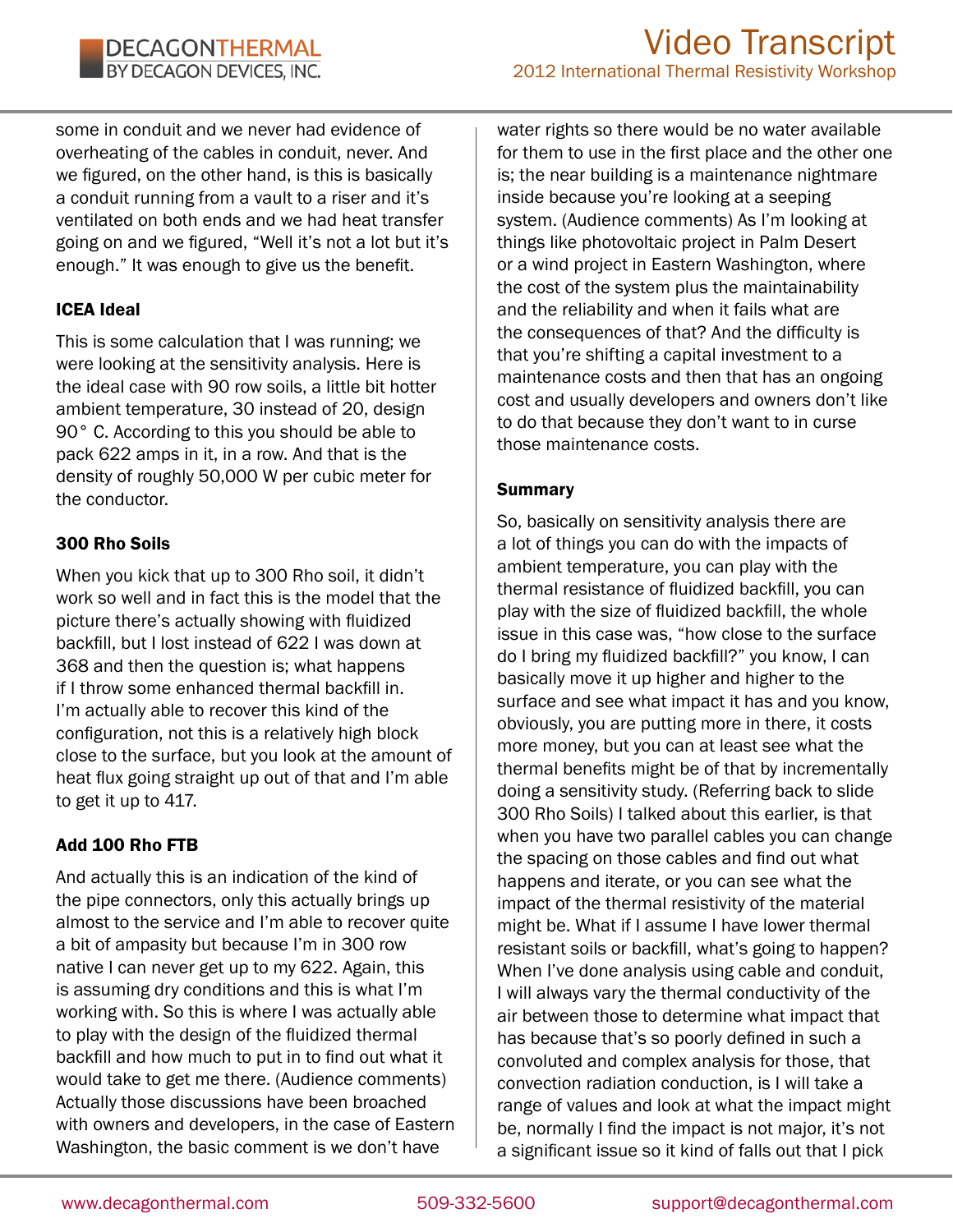some in conduit and we never had evidence of overheating of the cables in conduit, never. And we figured, on the other hand, is this is basically a conduit running from a vault to a riser and it's ventilated on both ends and we had heat transfer going on and we figured, "Well it's not a lot but it's enough." It was enough to give us the benefit.

**ICEA Ideal**

This is some calculation that I was running; we were looking at the sensitivity analysis. Here is the ideal case with 90 row soils, a little bit hotter ambient temperature, 30 instead of 20, design 90° C. According to this you should be able to pack 622 amps in it, in a row. And that is the density of roughly 50,000 W per cubic meter for the conductor.

**300 Rho Soils**

When you kick that up to 300 Rho soil, it didn't work so well and in fact this is the model that the picture there's actually showing with fluidized backfill, but I lost instead of 622 I was down at 368 and then the question is; what happens if I throw some enhanced thermal backfill in. I'm actually able to recover this kind of the configuration, not this is a relatively high block close to the surface, but you look at the amount of heat flux going straight up out of that and I'm able to get it up to 417.

**Add 100 Rho FTB**

And actually this is an indication of the kind of the pipe connectors, only this actually brings up almost to the service and I'm able to recover quite a bit of ampasity but because I'm in 300 row native I can never get up to my 622. Again, this is assuming dry conditions and this is what I'm working with. So this is where I was actually able to play with the design of the fluidized thermal backfill and how much to put in to find out what it would take to get me there. (Audience comments) Actually those discussions have been broached with owners and developers, in the case of Eastern Washington, the basic comment is we don't have water rights so there would be no water available for them to use in the first place and the other one is; the near building is a maintenance nightmare inside because you're looking at a seeping system. (Audience comments) As I'm looking at things like photovoltaic project in Palm Desert or a wind project in Eastern Washington, where the cost of the system plus the maintainability and the reliability and when it fails what are the consequences of that? And the difficulty is that you're shifting a capital investment to a maintenance costs and then that has an ongoing cost and usually developers and owners don't like to do that because they don't want to in curse those maintenance costs.

**Summary**

So, basically on sensitivity analysis there are a lot of things you can do with the impacts of ambient temperature, you can play with the thermal resistance of fluidized backfill, you can play with the size of fluidized backfill, the whole issue in this case was, "how close to the surface do I bring my fluidized backfill?" you know, I can basically move it up higher and higher to the surface and see what impact it has and you know, obviously, you are putting more in there, it costs more money, but you can at least see what the thermal benefits might be of that by incrementally doing a sensitivity study. (Referring back to slide 300 Rho Soils) I talked about this earlier, is that when you have two parallel cables you can change the spacing on those cables and find out what happens and iterate, or you can see what the impact of the thermal resistivity of the material might be. What if I assume I have lower thermal resistant soils or backfill, what's going to happen? When I've done analysis using cable and conduit, I will always vary the thermal conductivity of the air between those to determine what impact that has because that's so poorly defined in such a convoluted and complex analysis for those, that convection radiation conduction, is I will take a range of values and look at what the impact might be, normally I find the impact is not major, it's not a significant issue so it kind of falls out that I pick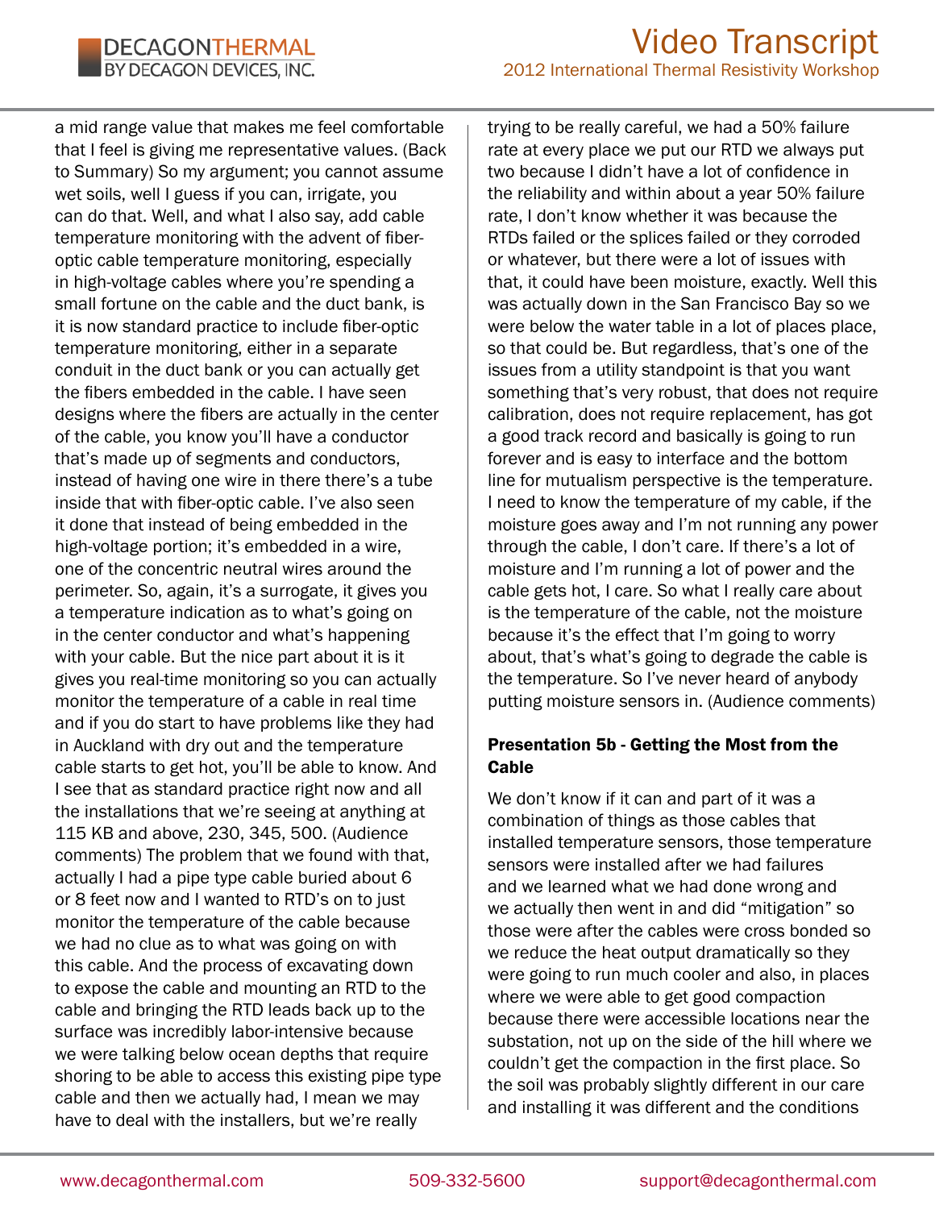a mid range value that makes me feel comfortable that I feel is giving me representative values. (Back to Summary) So my argument; you cannot assume wet soils, well I guess if you can, irrigate, you can do that. Well, and what I also say, add cable temperature monitoring with the advent of fiber-optic cable temperature monitoring, especially in high-voltage cables where you're spending a small fortune on the cable and the duct bank, is it is now standard practice to include fiber-optic temperature monitoring, either in a separate conduit in the duct bank or you can actually get the fibers embedded in the cable. I have seen designs where the fibers are actually in the center of the cable, you know you'll have a conductor that's made up of segments and conductors, instead of having one wire in there there's a tube inside that with fiber-optic cable. I've also seen it done that instead of being embedded in the high-voltage portion; it's embedded in a wire, one of the concentric neutral wires around the perimeter. So, again, it's a surrogate, it gives you a temperature indication as to what's going on in the center conductor and what's happening with your cable. But the nice part about it is it gives you real-time monitoring so you can actually monitor the temperature of a cable in real time and if you do start to have problems like they had in Auckland with dry out and the temperature cable starts to get hot, you'll be able to know. And I see that as standard practice right now and all the installations that we're seeing at anything at 115 KB and above, 230, 345, 500. (Audience comments) The problem that we found with that, actually I had a pipe type cable buried about 6 or 8 feet now and I wanted to RTD's on to just monitor the temperature of the cable because we had no clue as to what was going on with this cable. And the process of excavating down to expose the cable and mounting an RTD to the cable and bringing the RTD leads back up to the surface was incredibly labor-intensive because we were talking below ocean depths that require shoring to be able to access this existing pipe type cable and then we actually had, I mean we may have to deal with the installers, but we're really trying to be really careful, we had a 50% failure rate at every place we put our RTD we always put two because I didn't have a lot of confidence in the reliability and within about a year 50% failure rate, I don't know whether it was because the RTDs failed or the splices failed or they corroded or whatever, but there were a lot of issues with that, it could have been moisture, exactly. Well this was actually down in the San Francisco Bay so we were below the water table in a lot of places place, so that could be. But regardless, that's one of the issues from a utility standpoint is that you want something that's very robust, that does not require calibration, does not require replacement, has got a good track record and basically is going to run forever and is easy to interface and the bottom line for mutualism perspective is the temperature. I need to know the temperature of my cable, if the moisture goes away and I'm not running any power through the cable, I don't care. If there's a lot of moisture and I'm running a lot of power and the cable gets hot, I care. So what I really care about is the temperature of the cable, not the moisture because it's the effect that I'm going to worry about, that's what's going to degrade the cable is the temperature. So I've never heard of anybody putting moisture sensors in. (Audience comments)

**Presentation 5b - Getting the Most from the Cable**

We don't know if it can and part of it was a combination of things as those cables that installed temperature sensors, those temperature sensors were installed after we had failures and we learned what we had done wrong and we actually then went in and did "mitigation" so those were after the cables were cross bonded so we reduce the heat output dramatically so they were going to run much cooler and also, in places where we were able to get good compaction because there were accessible locations near the substation, not up on the side of the hill where we couldn't get the compaction in the first place. So the soil was probably slightly different in our care and installing it was different and the conditions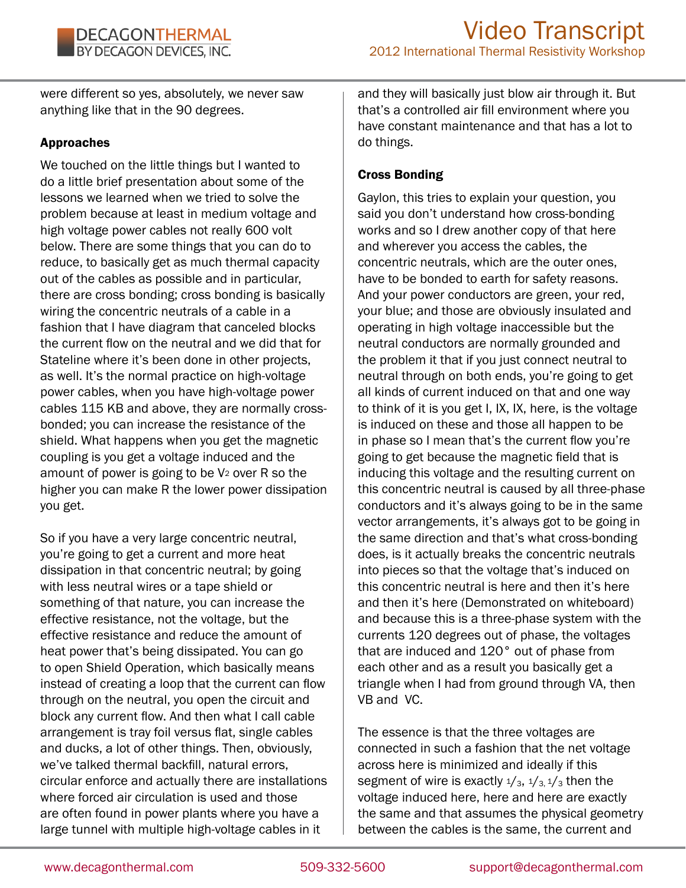were different so yes, absolutely, we never saw anything like that in the 90 degrees.

### Approaches

We touched on the little things but I wanted to do a little brief presentation about some of the lessons we learned when we tried to solve the problem because at least in medium voltage and high voltage power cables not really 600 volt below. There are some things that you can do to reduce, to basically get as much thermal capacity out of the cables as possible and in particular, there are cross bonding; cross bonding is basically wiring the concentric neutrals of a cable in a fashion that I have diagram that canceled blocks the current flow on the neutral and we did that for Stateline where it's been done in other projects, as well. It's the normal practice on high-voltage power cables, when you have high-voltage power cables 115 KB and above, they are normally cross-bonded; you can increase the resistance of the shield. What happens when you get the magnetic coupling is you get a voltage induced and the amount of power is going to be $V^2$ over R so the higher you can make R the lower power dissipation you get.

So if you have a very large concentric neutral, you're going to get a current and more heat dissipation in that concentric neutral; by going with less neutral wires or a tape shield or something of that nature, you can increase the effective resistance, not the voltage, but the effective resistance and reduce the amount of heat power that's being dissipated. You can go to open Shield Operation, which basically means instead of creating a loop that the current can flow through on the neutral, you open the circuit and block any current flow. And then what I call cable arrangement is tray foil versus flat, single cables and ducks, a lot of other things. Then, obviously, we've talked thermal backfill, natural errors, circular enforce and actually there are installations where forced air circulation is used and those are often found in power plants where you have a large tunnel with multiple high-voltage cables in it and they will basically just blow air through it. But that's a controlled air fill environment where you have constant maintenance and that has a lot to do things.

### Cross Bonding

Gaylon, this tries to explain your question, you said you don't understand how cross-bonding works and so I drew another copy of that here and wherever you access the cables, the concentric neutrals, which are the outer ones, have to be bonded to earth for safety reasons. And your power conductors are green, your red, your blue; and those are obviously insulated and operating in high voltage inaccessible but the neutral conductors are normally grounded and the problem it that if you just connect neutral to neutral through on both ends, you're going to get all kinds of current induced on that and one way to think of it is you get I, IX, IX, here, is the voltage is induced on these and those all happen to be in phase so I mean that's the current flow you're going to get because the magnetic field that is inducing this voltage and the resulting current on this concentric neutral is caused by all three-phase conductors and it's always going to be in the same vector arrangements, it's always got to be going in the same direction and that's what cross-bonding does, is it actually breaks the concentric neutrals into pieces so that the voltage that's induced on this concentric neutral is here and then it's here and then it's here (Demonstrated on whiteboard) and because this is a three-phase system with the currents 120 degrees out of phase, the voltages that are induced and 120° out of phase from each other and as a result you basically get a triangle when I had from ground through VA, then VB and VC.

The essence is that the three voltages are connected in such a fashion that the net voltage across here is minimized and ideally if this segment of wire is exactly $1/3$, $1/3$, $1/3$ then the voltage induced here, here and here are exactly the same and that assumes the physical geometry between the cables is the same, the current and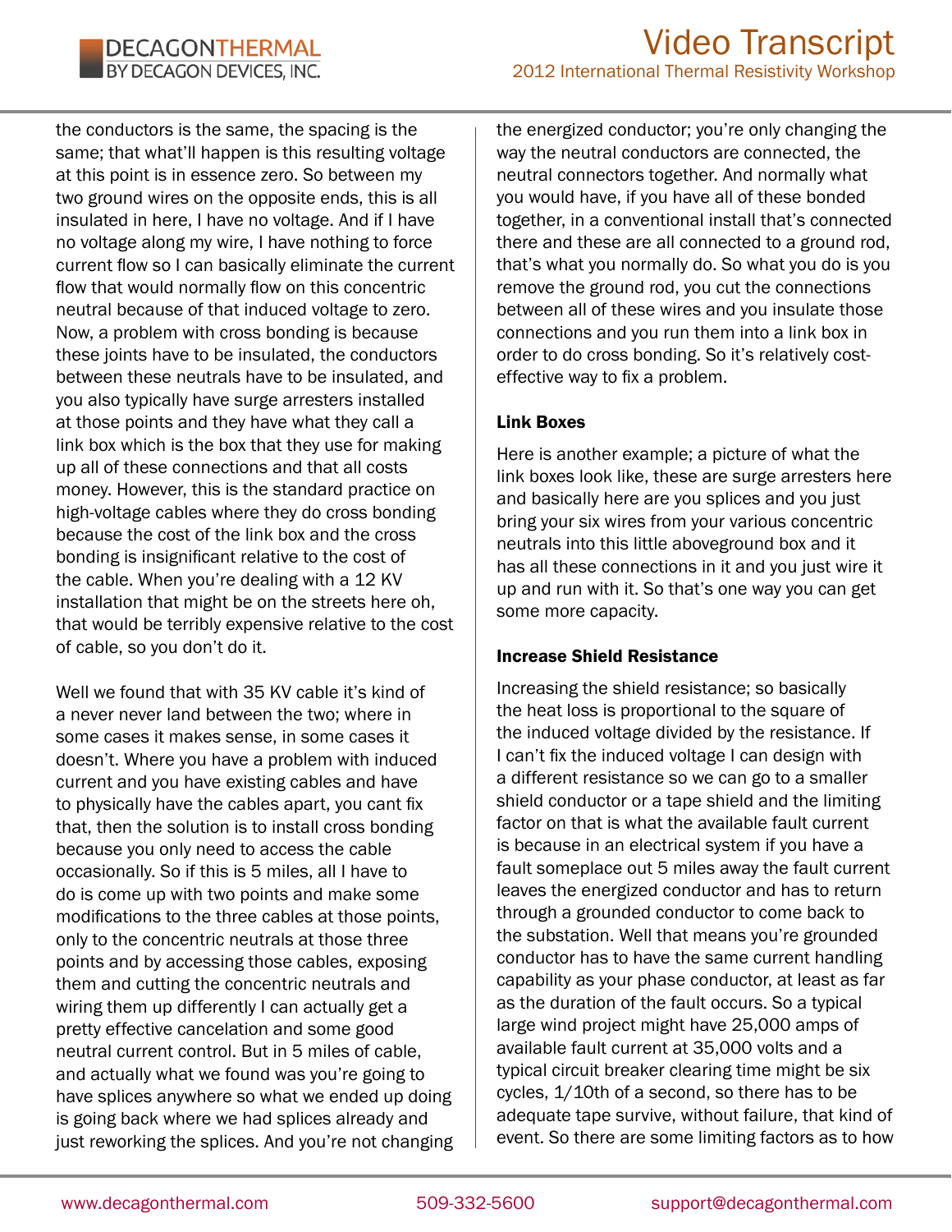the conductors is the same, the spacing is the same; that what'll happen is this resulting voltage at this point is in essence zero. So between my two ground wires on the opposite ends, this is all insulated in here, I have no voltage. And if I have no voltage along my wire, I have nothing to force current flow so I can basically eliminate the current flow that would normally flow on this concentric neutral because of that induced voltage to zero. Now, a problem with cross bonding is because these joints have to be insulated, the conductors between these neutrals have to be insulated, and you also typically have surge arresters installed at those points and they have what they call a link box which is the box that they use for making up all of these connections and that all costs money. However, this is the standard practice on high-voltage cables where they do cross bonding because the cost of the link box and the cross bonding is insignificant relative to the cost of the cable. When you're dealing with a 12 KV installation that might be on the streets here oh, that would be terribly expensive relative to the cost of cable, so you don't do it.

Well we found that with 35 KV cable it's kind of a never never land between the two; where in some cases it makes sense, in some cases it doesn't. Where you have a problem with induced current and you have existing cables and have to physically have the cables apart, you cant fix that, then the solution is to install cross bonding because you only need to access the cable occasionally. So if this is 5 miles, all I have to do is come up with two points and make some modifications to the three cables at those points, only to the concentric neutrals at those three points and by accessing those cables, exposing them and cutting the concentric neutrals and wiring them up differently I can actually get a pretty effective cancelation and some good neutral current control. But in 5 miles of cable, and actually what we found was you're going to have splices anywhere so what we ended up doing is going back where we had splices already and just reworking the splices. And you're not changing the energized conductor; you're only changing the way the neutral conductors are connected, the neutral connectors together. And normally what you would have, if you have all of these bonded together, in a conventional install that's connected there and these are all connected to a ground rod, that's what you normally do. So what you do is you remove the ground rod, you cut the connections between all of these wires and you insulate those connections and you run them into a link box in order to do cross bonding. So it's relatively cost-effective way to fix a problem.

### Link Boxes

Here is another example; a picture of what the link boxes look like, these are surge arresters here and basically here are you splices and you just bring your six wires from your various concentric neutrals into this little aboveground box and it has all these connections in it and you just wire it up and run with it. So that's one way you can get some more capacity.

### Increase Shield Resistance

Increasing the shield resistance; so basically the heat loss is proportional to the square of the induced voltage divided by the resistance. If I can't fix the induced voltage I can design with a different resistance so we can go to a smaller shield conductor or a tape shield and the limiting factor on that is what the available fault current is because in an electrical system if you have a fault someplace out 5 miles away the fault current leaves the energized conductor and has to return through a grounded conductor to come back to the substation. Well that means you're grounded conductor has to have the same current handling capability as your phase conductor, at least as far as the duration of the fault occurs. So a typical large wind project might have 25,000 amps of available fault current at 35,000 volts and a typical circuit breaker clearing time might be six cycles, 1/10th of a second, so there has to be adequate tape survive, without failure, that kind of event. So there are some limiting factors as to how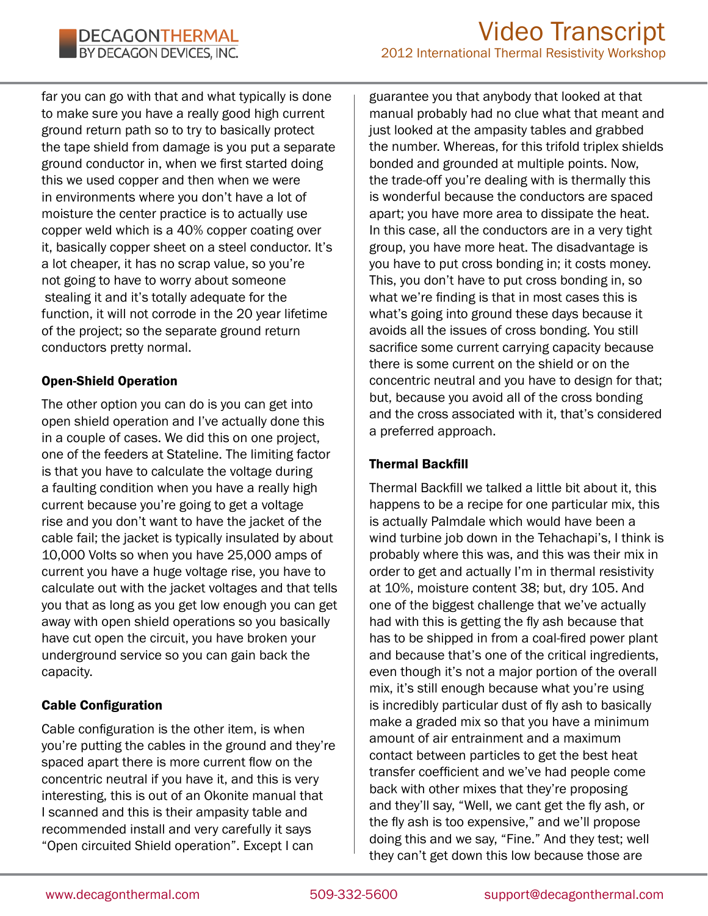far you can go with that and what typically is done to make sure you have a really good high current ground return path so to try to basically protect the tape shield from damage is you put a separate ground conductor in, when we first started doing this we used copper and then when we were in environments where you don't have a lot of moisture the center practice is to actually use copper weld which is a 40% copper coating over it, basically copper sheet on a steel conductor. It's a lot cheaper, it has no scrap value, so you're not going to have to worry about someone stealing it and it's totally adequate for the function, it will not corrode in the 20 year lifetime of the project; so the separate ground return conductors pretty normal.

### Open-Shield Operation

The other option you can do is you can get into open shield operation and I've actually done this in a couple of cases. We did this on one project, one of the feeders at Stateline. The limiting factor is that you have to calculate the voltage during a faulting condition when you have a really high current because you're going to get a voltage rise and you don't want to have the jacket of the cable fail; the jacket is typically insulated by about 10,000 Volts so when you have 25,000 amps of current you have a huge voltage rise, you have to calculate out with the jacket voltages and that tells you that as long as you get low enough you can get away with open shield operations so you basically have cut open the circuit, you have broken your underground service so you can gain back the capacity.

### Cable Configuration

Cable configuration is the other item, is when you're putting the cables in the ground and they're spaced apart there is more current flow on the concentric neutral if you have it, and this is very interesting, this is out of an Okonite manual that I scanned and this is their ampasity table and recommended install and very carefully it says "Open circuited Shield operation". Except I can guarantee you that anybody that looked at that manual probably had no clue what that meant and just looked at the ampasity tables and grabbed the number. Whereas, for this trifold triplex shields bonded and grounded at multiple points. Now, the trade-off you're dealing with is thermally this is wonderful because the conductors are spaced apart; you have more area to dissipate the heat. In this case, all the conductors are in a very tight group, you have more heat. The disadvantage is you have to put cross bonding in; it costs money. This, you don't have to put cross bonding in, so what we're finding is that in most cases this is what's going into ground these days because it avoids all the issues of cross bonding. You still sacrifice some current carrying capacity because there is some current on the shield or on the concentric neutral and you have to design for that; but, because you avoid all of the cross bonding and the cross associated with it, that's considered a preferred approach.

### Thermal Backfill

Thermal Backfill we talked a little bit about it, this happens to be a recipe for one particular mix, this is actually Palmdale which would have been a wind turbine job down in the Tehachapi's, I think is probably where this was, and this was their mix in order to get and actually I'm in thermal resistivity at 10%, moisture content 38; but, dry 105. And one of the biggest challenge that we've actually had with this is getting the fly ash because that has to be shipped in from a coal-fired power plant and because that's one of the critical ingredients, even though it's not a major portion of the overall mix, it's still enough because what you're using is incredibly particular dust of fly ash to basically make a graded mix so that you have a minimum amount of air entrainment and a maximum contact between particles to get the best heat transfer coefficient and we've had people come back with other mixes that they're proposing and they'll say, "Well, we cant get the fly ash, or the fly ash is too expensive," and we'll propose doing this and we say, "Fine." And they test; well they can't get down this low because those are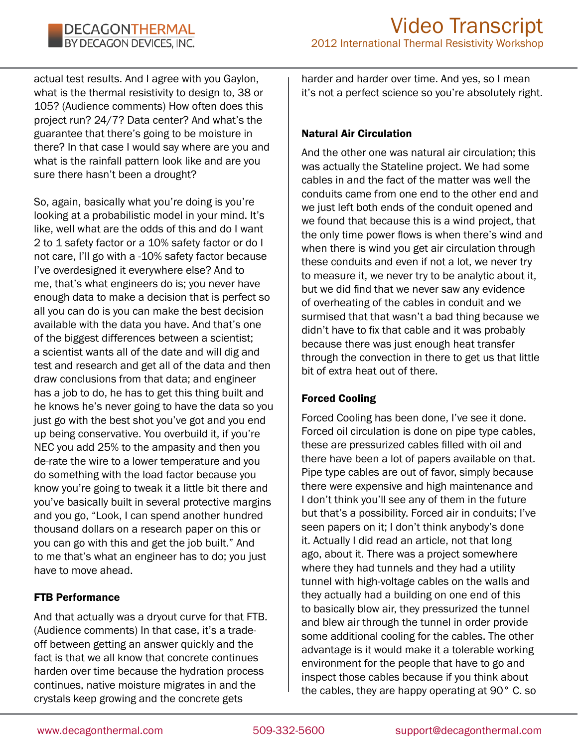actual test results. And I agree with you Gaylon, what is the thermal resistivity to design to, 38 or 105? (Audience comments) How often does this project run? 24/7? Data center? And what's the guarantee that there's going to be moisture in there? In that case I would say where are you and what is the rainfall pattern look like and are you sure there hasn't been a drought?

So, again, basically what you're doing is you're looking at a probabilistic model in your mind. It's like, well what are the odds of this and do I want 2 to 1 safety factor or a 10% safety factor or do I not care, I'll go with a -10% safety factor because I've overdesigned it everywhere else? And to me, that's what engineers do is; you never have enough data to make a decision that is perfect so all you can do is you can make the best decision available with the data you have. And that's one of the biggest differences between a scientist; a scientist wants all of the date and will dig and test and research and get all of the data and then draw conclusions from that data; and engineer has a job to do, he has to get this thing built and he knows he's never going to have the data so you just go with the best shot you've got and you end up being conservative. You overbuild it, if you're NEC you add 25% to the ampasity and then you de-rate the wire to a lower temperature and you do something with the load factor because you know you're going to tweak it a little bit there and you've basically built in several protective margins and you go, "Look, I can spend another hundred thousand dollars on a research paper on this or you can go with this and get the job built." And to me that's what an engineer has to do; you just have to move ahead.

### FTB Performance

And that actually was a dryout curve for that FTB. (Audience comments) In that case, it's a trade-off between getting an answer quickly and the fact is that we all know that concrete continues harden over time because the hydration process continues, native moisture migrates in and the crystals keep growing and the concrete gets harder and harder over time. And yes, so I mean it's not a perfect science so you're absolutely right.

### Natural Air Circulation

And the other one was natural air circulation; this was actually the Stateline project. We had some cables in and the fact of the matter was well the conduits came from one end to the other end and we just left both ends of the conduit opened and we found that because this is a wind project, that the only time power flows is when there's wind and when there is wind you get air circulation through these conduits and even if not a lot, we never try to measure it, we never try to be analytic about it, but we did find that we never saw any evidence of overheating of the cables in conduit and we surmised that that wasn't a bad thing because we didn't have to fix that cable and it was probably because there was just enough heat transfer through the convection in there to get us that little bit of extra heat out of there.

### Forced Cooling

Forced Cooling has been done, I've see it done. Forced oil circulation is done on pipe type cables, these are pressurized cables filled with oil and there have been a lot of papers available on that. Pipe type cables are out of favor, simply because there were expensive and high maintenance and I don't think you'll see any of them in the future but that's a possibility. Forced air in conduits; I've seen papers on it; I don't think anybody's done it. Actually I did read an article, not that long ago, about it. There was a project somewhere where they had tunnels and they had a utility tunnel with high-voltage cables on the walls and they actually had a building on one end of this to basically blow air, they pressurized the tunnel and blew air through the tunnel in order provide some additional cooling for the cables. The other advantage is it would make it a tolerable working environment for the people that have to go and inspect those cables because if you think about the cables, they are happy operating at 90° C. so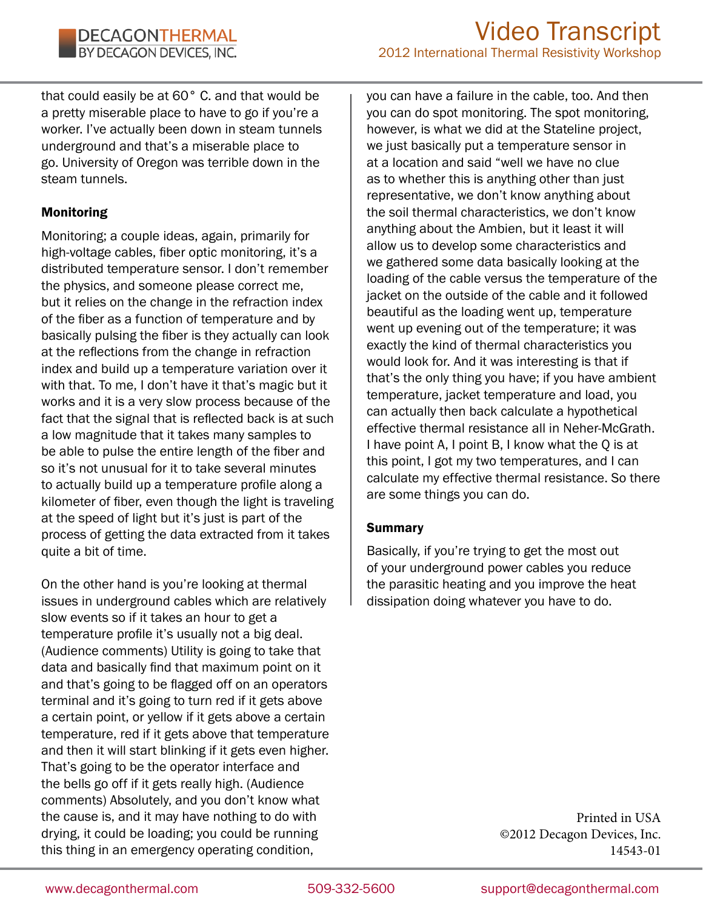that could easily be at 60° C. and that would be a pretty miserable place to have to go if you're a worker. I've actually been down in steam tunnels underground and that's a miserable place to go. University of Oregon was terrible down in the steam tunnels.

### Monitoring

Monitoring; a couple ideas, again, primarily for high-voltage cables, fiber optic monitoring, it's a distributed temperature sensor. I don't remember the physics, and someone please correct me, but it relies on the change in the refraction index of the fiber as a function of temperature and by basically pulsing the fiber is they actually can look at the reflections from the change in refraction index and build up a temperature variation over it with that. To me, I don't have it that's magic but it works and it is a very slow process because of the fact that the signal that is reflected back is at such a low magnitude that it takes many samples to be able to pulse the entire length of the fiber and so it's not unusual for it to take several minutes to actually build up a temperature profile along a kilometer of fiber, even though the light is traveling at the speed of light but it's just is part of the process of getting the data extracted from it takes quite a bit of time.

On the other hand is you're looking at thermal issues in underground cables which are relatively slow events so if it takes an hour to get a temperature profile it's usually not a big deal. (Audience comments) Utility is going to take that data and basically find that maximum point on it and that's going to be flagged off on an operators terminal and it's going to turn red if it gets above a certain point, or yellow if it gets above a certain temperature, red if it gets above that temperature and then it will start blinking if it gets even higher. That's going to be the operator interface and the bells go off if it gets really high. (Audience comments) Absolutely, and you don't know what the cause is, and it may have nothing to do with drying, it could be loading; you could be running this thing in an emergency operating condition, you can have a failure in the cable, too. And then you can do spot monitoring. The spot monitoring, however, is what we did at the Stateline project, we just basically put a temperature sensor in at a location and said "well we have no clue as to whether this is anything other than just representative, we don't know anything about the soil thermal characteristics, we don't know anything about the Ambien, but it least it will allow us to develop some characteristics and we gathered some data basically looking at the loading of the cable versus the temperature of the jacket on the outside of the cable and it followed beautiful as the loading went up, temperature went up evening out of the temperature; it was exactly the kind of thermal characteristics you would look for. And it was interesting is that if that's the only thing you have; if you have ambient temperature, jacket temperature and load, you can actually then back calculate a hypothetical effective thermal resistance all in Neher-McGrath. I have point A, I point B, I know what the Q is at this point, I got my two temperatures, and I can calculate my effective thermal resistance. So there are some things you can do.

### Summary

Basically, if you're trying to get the most out of your underground power cables you reduce the parasitic heating and you improve the heat dissipation doing whatever you have to do.

Printed in USA
©2012 Decagon Devices, Inc.
14543-01